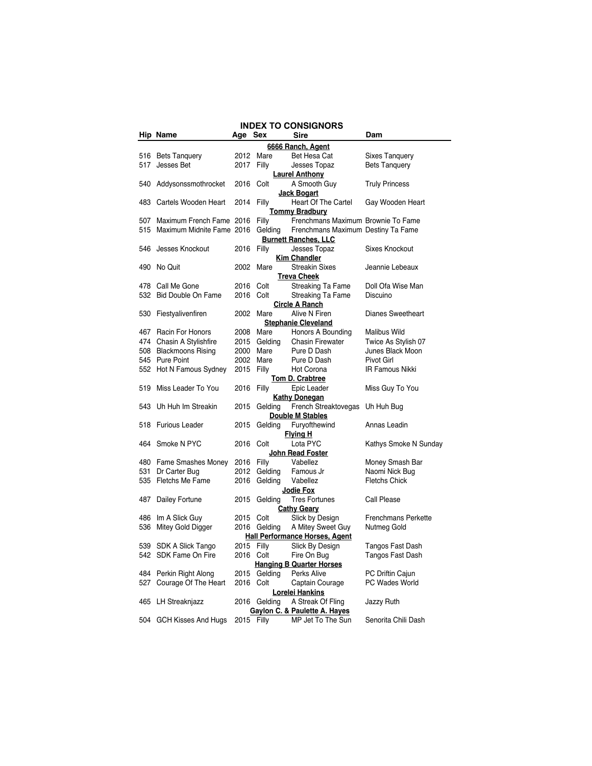# INDEX TO CONSIGNORS

| Hip | Name | Age | Sex | Sire | Dam |
|---|---|---|---|---|---|
| | | | **6666 Ranch, Agent** | | |
| 516 | Bets Tanquery | 2012 | Mare | Bet Hesa Cat | Sixes Tanquery |
| 517 | Jesses Bet | 2017 | Filly | Jesses Topaz | Bets Tanquery |
| | | | **Laurel Anthony** | | |
| 540 | Addysonssmothrocket | 2016 | Colt | A Smooth Guy | Truly Princess |
| | | | **Jack Bogart** | | |
| 483 | Cartels Wooden Heart | 2014 | Filly | Heart Of The Cartel | Gay Wooden Heart |
| | | | **Tommy Bradbury** | | |
| 507 | Maximum French Fame | 2016 | Filly | Frenchmans Maximum | Brownie To Fame |
| 515 | Maximum Midnite Fame | 2016 | Gelding | Frenchmans Maximum | Destiny Ta Fame |
| | | | **Burnett Ranches, LLC** | | |
| 546 | Jesses Knockout | 2016 | Filly | Jesses Topaz | Sixes Knockout |
| | | | **Kim Chandler** | | |
| 490 | No Quit | 2002 | Mare | Streakin Sixes | Jeannie Lebeaux |
| | | | **Treva Cheek** | | |
| 478 | Call Me Gone | 2016 | Colt | Streaking Ta Fame | Doll Ofa Wise Man |
| 532 | Bid Double On Fame | 2016 | Colt | Streaking Ta Fame | Discuino |
| | | | **Circle A Ranch** | | |
| 530 | Fiestyalivenfiren | 2002 | Mare | Alive N Firen | Dianes Sweetheart |
| | | | **Stephanie Cleveland** | | |
| 467 | Racin For Honors | 2008 | Mare | Honors A Bounding | Malibus Wild |
| 474 | Chasin A Stylishfire | 2015 | Gelding | Chasin Firewater | Twice As Stylish 07 |
| 508 | Blackmoons Rising | 2000 | Mare | Pure D Dash | Junes Black Moon |
| 545 | Pure Point | 2002 | Mare | Pure D Dash | Pivot Girl |
| 552 | Hot N Famous Sydney | 2015 | Filly | Hot Corona | IR Famous Nikki |
| | | | **Tom D. Crabtree** | | |
| 519 | Miss Leader To You | 2016 | Filly | Epic Leader | Miss Guy To You |
| | | | **Kathy Donegan** | | |
| 543 | Uh Huh Im Streakin | 2015 | Gelding | French Streaktovegas | Uh Huh Bug |
| | | | **Double M Stables** | | |
| 518 | Furious Leader | 2015 | Gelding | Furyofthewind | Annas Leadin |
| | | | **Flying H** | | |
| 464 | Smoke N PYC | 2016 | Colt | Lota PYC | Kathys Smoke N Sunday |
| | | | **John Read Foster** | | |
| 480 | Fame Smashes Money | 2016 | Filly | Vabellez | Money Smash Bar |
| 531 | Dr Carter Bug | 2012 | Gelding | Famous Jr | Naomi Nick Bug |
| 535 | Fletchs Me Fame | 2016 | Gelding | Vabellez | Fletchs Chick |
| | | | **Jodie Fox** | | |
| 487 | Dailey Fortune | 2015 | Gelding | Tres Fortunes | Call Please |
| | | | **Cathy Geary** | | |
| 486 | Im A Slick Guy | 2015 | Colt | Slick by Design | Frenchmans Perkette |
| 536 | Mitey Gold Digger | 2016 | Gelding | A Mitey Sweet Guy | Nutmeg Gold |
| | | | **Hall Performance Horses, Agent** | | |
| 539 | SDK A Slick Tango | 2015 | Filly | Slick By Design | Tangos Fast Dash |
| 542 | SDK Fame On Fire | 2016 | Colt | Fire On Bug | Tangos Fast Dash |
| | | | **Hanging B Quarter Horses** | | |
| 484 | Perkin Right Along | 2015 | Gelding | Perks Alive | PC Driftin Cajun |
| 527 | Courage Of The Heart | 2016 | Colt | Captain Courage | PC Wades World |
| | | | **Lorelei Hankins** | | |
| 465 | LH Streaknjazz | 2016 | Gelding | A Streak Of Fling | Jazzy Ruth |
| | | | **Gaylon C. & Paulette A. Hayes** | | |
| 504 | GCH Kisses And Hugs | 2015 | Filly | MP Jet To The Sun | Senorita Chili Dash |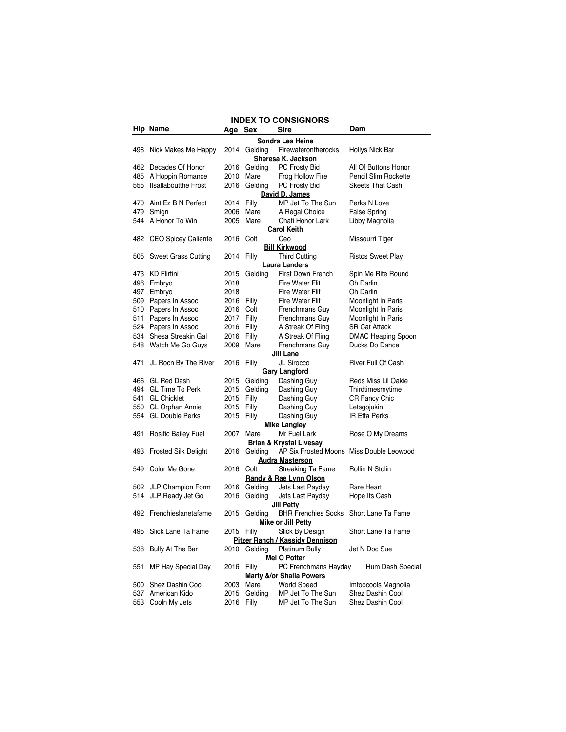## INDEX TO CONSIGNORS

| Hip | Name | Age | Sex | Sire | Dam |
|---|---|---|---|---|---|
| | | | | **Sondra Lea Heine** | |
| 498 | Nick Makes Me Happy | 2014 | Gelding | Firewaterontherocks | Hollys Nick Bar |
| | | | | **Sheresa K. Jackson** | |
| 462 | Decades Of Honor | 2016 | Gelding | PC Frosty Bid | All Of Buttons Honor |
| 485 | A Hoppin Romance | 2010 | Mare | Frog Hollow Fire | Pencil Slim Rockette |
| 555 | Itsallaboutthe Frost | 2016 | Gelding | PC Frosty Bid | Skeets That Cash |
| | | | | **David D. James** | |
| 470 | Aint Ez B N Perfect | 2014 | Filly | MP Jet To The Sun | Perks N Love |
| 479 | Smign | 2006 | Mare | A Regal Choice | False Spring |
| 544 | A Honor To Win | 2005 | Mare | Chati Honor Lark | Libby Magnolia |
| | | | | **Carol Keith** | |
| 482 | CEO Spicey Caliente | 2016 | Colt | Ceo | Missourri Tiger |
| | | | | **Bill Kirkwood** | |
| 505 | Sweet Grass Cutting | 2014 | Filly | Third Cutting | Ristos Sweet Play |
| | | | | **Laura Landers** | |
| 473 | KD Flirtini | 2015 | Gelding | First Down French | Spin Me Rite Round |
| 496 | Embryo | 2018 | | Fire Water Flit | Oh Darlin |
| 497 | Embryo | 2018 | | Fire Water Flit | Oh Darlin |
| 509 | Papers In Assoc | 2016 | Filly | Fire Water Flit | Moonlight In Paris |
| 510 | Papers In Assoc | 2016 | Colt | Frenchmans Guy | Moonlight In Paris |
| 511 | Papers In Assoc | 2017 | Filly | Frenchmans Guy | Moonlight In Paris |
| 524 | Papers In Assoc | 2016 | Filly | A Streak Of Fling | SR Cat Attack |
| 534 | Shesa Streakin Gal | 2016 | Filly | A Streak Of Fling | DMAC Heaping Spoon |
| 548 | Watch Me Go Guys | 2009 | Mare | Frenchmans Guy | Ducks Do Dance |
| | | | | **Jill Lane** | |
| 471 | JL Rocn By The River | 2016 | Filly | JL Sirocco | River Full Of Cash |
| | | | | **Gary Langford** | |
| 466 | GL Red Dash | 2015 | Gelding | Dashing Guy | Reds Miss Lil Oakie |
| 494 | GL Time To Perk | 2015 | Gelding | Dashing Guy | Thirdtimesmytime |
| 541 | GL Chicklet | 2015 | Filly | Dashing Guy | CR Fancy Chic |
| 550 | GL Orphan Annie | 2015 | Filly | Dashing Guy | Letsgojukin |
| 554 | GL Double Perks | 2015 | Filly | Dashing Guy | IR Etta Perks |
| | | | | **Mike Langley** | |
| 491 | Rosific Bailey Fuel | 2007 | Mare | Mr Fuel Lark | Rose O My Dreams |
| | | | | **Brian & Krystal Livesay** | |
| 493 | Frosted Silk Delight | 2016 | Gelding | AP Six Frosted Moons | Miss Double Leowood |
| | | | | **Audra Masterson** | |
| 549 | Colur Me Gone | 2016 | Colt | Streaking Ta Fame | Rollin N Stolin |
| | | | | **Randy & Rae Lynn Olson** | |
| 502 | JLP Champion Form | 2016 | Gelding | Jets Last Payday | Rare Heart |
| 514 | JLP Ready Jet Go | 2016 | Gelding | Jets Last Payday | Hope Its Cash |
| | | | | **Jill Petty** | |
| 492 | Frenchieslanetafame | 2015 | Gelding | BHR Frenchies Socks | Short Lane Ta Fame |
| | | | | **Mike or Jill Petty** | |
| 495 | Slick Lane Ta Fame | 2015 | Filly | Slick By Design | Short Lane Ta Fame |
| | | | | **Pitzer Ranch / Kassidy Dennison** | |
| 538 | Bully At The Bar | 2010 | Gelding | Platinum Bully | Jet N Doc Sue |
| | | | | **Mel O Potter** | |
| 551 | MP Hay Special Day | 2016 | Filly | PC Frenchmans Hayday | Hum Dash Special |
| | | | | **Marty &/or Shalia Powers** | |
| 500 | Shez Dashin Cool | 2003 | Mare | World Speed | Imtoocools Magnolia |
| 537 | American Kido | 2015 | Gelding | MP Jet To The Sun | Shez Dashin Cool |
| 553 | Cooln My Jets | 2016 | Filly | MP Jet To The Sun | Shez Dashin Cool |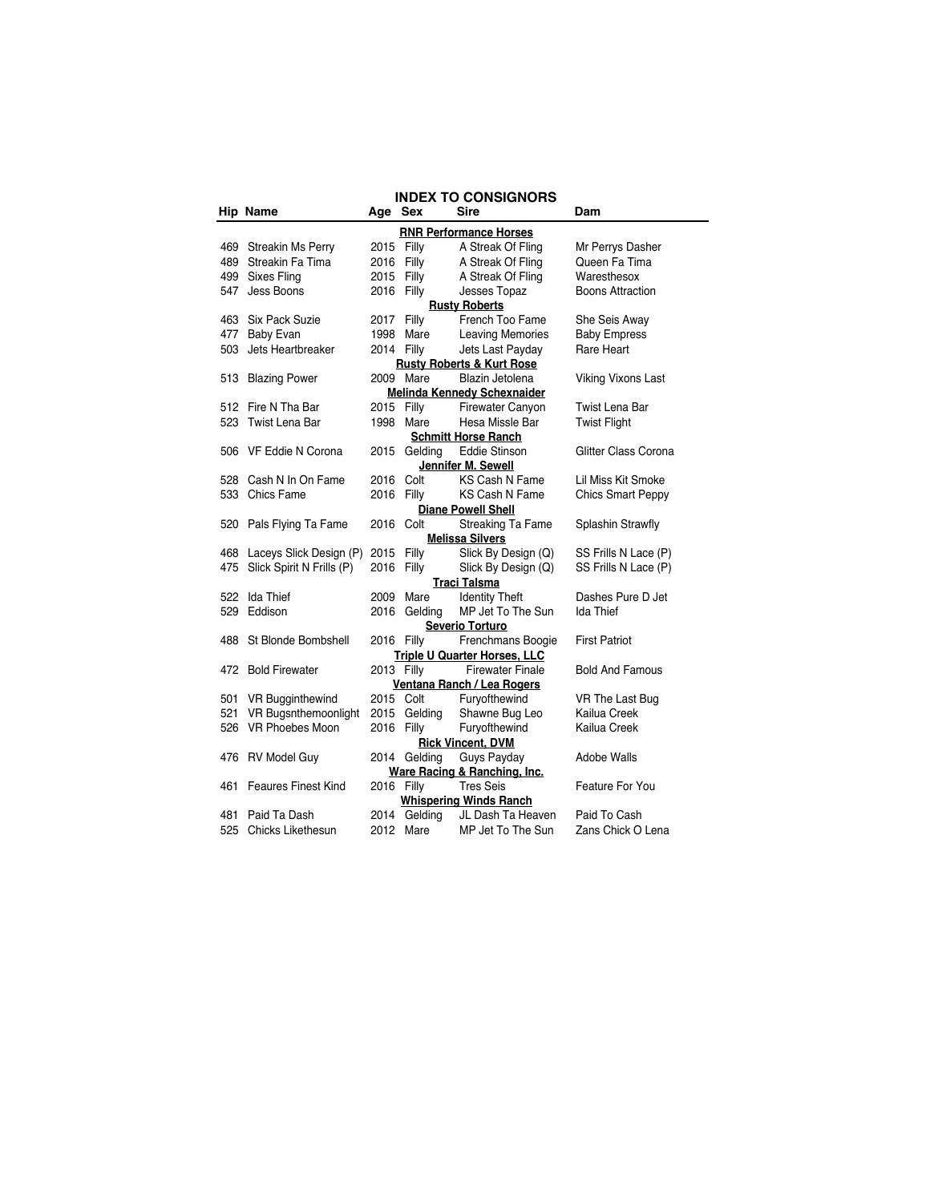## INDEX TO CONSIGNORS

| Hip | Name | Age | Sex | Sire | Dam |
|---|---|---|---|---|---|
| | | | **RNR Performance Horses** | | |
| 469 | Streakin Ms Perry | 2015 | Filly | A Streak Of Fling | Mr Perrys Dasher |
| 489 | Streakin Fa Tima | 2016 | Filly | A Streak Of Fling | Queen Fa Tima |
| 499 | Sixes Fling | 2015 | Filly | A Streak Of Fling | Waresthesox |
| 547 | Jess Boons | 2016 | Filly | Jesses Topaz | Boons Attraction |
| | | | **Rusty Roberts** | | |
| 463 | Six Pack Suzie | 2017 | Filly | French Too Fame | She Seis Away |
| 477 | Baby Evan | 1998 | Mare | Leaving Memories | Baby Empress |
| 503 | Jets Heartbreaker | 2014 | Filly | Jets Last Payday | Rare Heart |
| | | | **Rusty Roberts & Kurt Rose** | | |
| 513 | Blazing Power | 2009 | Mare | Blazin Jetolena | Viking Vixons Last |
| | | | **Melinda Kennedy Schexnaider** | | |
| 512 | Fire N Tha Bar | 2015 | Filly | Firewater Canyon | Twist Lena Bar |
| 523 | Twist Lena Bar | 1998 | Mare | Hesa Missle Bar | Twist Flight |
| | | | **Schmitt Horse Ranch** | | |
| 506 | VF Eddie N Corona | 2015 | Gelding | Eddie Stinson | Glitter Class Corona |
| | | | **Jennifer M. Sewell** | | |
| 528 | Cash N In On Fame | 2016 | Colt | KS Cash N Fame | Lil Miss Kit Smoke |
| 533 | Chics Fame | 2016 | Filly | KS Cash N Fame | Chics Smart Peppy |
| | | | **Diane Powell Shell** | | |
| 520 | Pals Flying Ta Fame | 2016 | Colt | Streaking Ta Fame | Splashin Strawfly |
| | | | **Melissa Silvers** | | |
| 468 | Laceys Slick Design (P) | 2015 | Filly | Slick By Design (Q) | SS Frills N Lace (P) |
| 475 | Slick Spirit N Frills (P) | 2016 | Filly | Slick By Design (Q) | SS Frills N Lace (P) |
| | | | **Traci Talsma** | | |
| 522 | Ida Thief | 2009 | Mare | Identity Theft | Dashes Pure D Jet |
| 529 | Eddison | 2016 | Gelding | MP Jet To The Sun | Ida Thief |
| | | | **Severio Torturo** | | |
| 488 | St Blonde Bombshell | 2016 | Filly | Frenchmans Boogie | First Patriot |
| | | | **Triple U Quarter Horses, LLC** | | |
| 472 | Bold Firewater | 2013 | Filly | Firewater Finale | Bold And Famous |
| | | | **Ventana Ranch / Lea Rogers** | | |
| 501 | VR Bugginthewind | 2015 | Colt | Furyofthewind | VR The Last Bug |
| 521 | VR Bugsnthemoonlight | 2015 | Gelding | Shawne Bug Leo | Kailua Creek |
| 526 | VR Phoebes Moon | 2016 | Filly | Furyofthewind | Kailua Creek |
| | | | **Rick Vincent, DVM** | | |
| 476 | RV Model Guy | 2014 | Gelding | Guys Payday | Adobe Walls |
| | | | **Ware Racing & Ranching, Inc.** | | |
| 461 | Feaures Finest Kind | 2016 | Filly | Tres Seis | Feature For You |
| | | | **Whispering Winds Ranch** | | |
| 481 | Paid Ta Dash | 2014 | Gelding | JL Dash Ta Heaven | Paid To Cash |
| 525 | Chicks Likethesun | 2012 | Mare | MP Jet To The Sun | Zans Chick O Lena |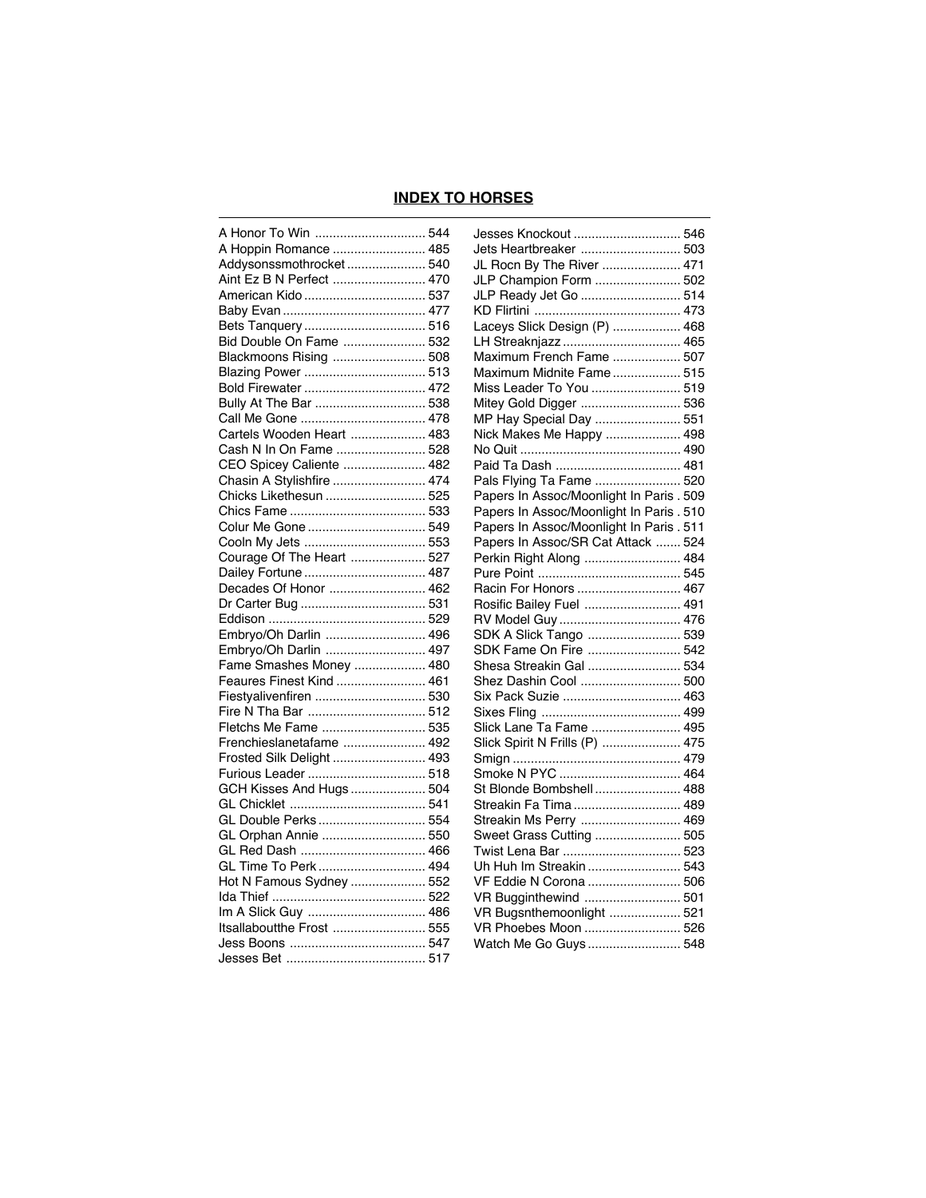## INDEX TO HORSES

A Honor To Win .............................. 544
A Hoppin Romance .......................... 485
Addysonssmothrocket ...................... 540
Aint Ez B N Perfect .......................... 470
American Kido ................................. 537
Baby Evan ....................................... 477
Bets Tanquery ................................. 516
Bid Double On Fame ....................... 532
Blackmoons Rising .......................... 508
Blazing Power .................................. 513
Bold Firewater ................................. 472
Bully At The Bar .............................. 538
Call Me Gone ................................... 478
Cartels Wooden Heart ..................... 483
Cash N In On Fame ......................... 528
CEO Spicey Caliente ....................... 482
Chasin A Stylishfire ......................... 474
Chicks Likethesun ........................... 525
Chics Fame ..................................... 533
Colur Me Gone ................................ 549
Cooln My Jets .................................. 553
Courage Of The Heart ..................... 527
Dailey Fortune ................................. 487
Decades Of Honor ........................... 462
Dr Carter Bug .................................. 531
Eddison ........................................... 529
Embryo/Oh Darlin ............................ 496
Embryo/Oh Darlin ............................ 497
Fame Smashes Money .................... 480
Feaures Finest Kind ......................... 461
Fiestyalivenfiren .............................. 530
Fire N Tha Bar ................................. 512
Fletchs Me Fame ............................. 535
Frenchieslanetafame ....................... 492
Frosted Silk Delight .......................... 493
Furious Leader ................................ 518
GCH Kisses And Hugs ..................... 504
GL Chicklet ..................................... 541
GL Double Perks ............................. 554
GL Orphan Annie ............................. 550
GL Red Dash ................................... 466
GL Time To Perk ............................. 494
Hot N Famous Sydney ..................... 552
Ida Thief .......................................... 522
Im A Slick Guy ................................. 486
Itsallaboutthe Frost .......................... 555
Jess Boons ...................................... 547
Jesses Bet ....................................... 517
Jesses Knockout ............................. 546
Jets Heartbreaker ............................ 503
JL Rocn By The River ...................... 471
JLP Champion Form ........................ 502
JLP Ready Jet Go ............................ 514
KD Flirtini ........................................ 473
Laceys Slick Design (P) ................... 468
LH Streaknjazz ................................ 465
Maximum French Fame ................... 507
Maximum Midnite Fame ................... 515
Miss Leader To You ......................... 519
Mitey Gold Digger ............................ 536
MP Hay Special Day ........................ 551
Nick Makes Me Happy ..................... 498
No Quit ............................................ 490
Paid Ta Dash ................................... 481
Pals Flying Ta Fame ........................ 520
Papers In Assoc/Moonlight In Paris . 509
Papers In Assoc/Moonlight In Paris . 510
Papers In Assoc/Moonlight In Paris . 511
Papers In Assoc/SR Cat Attack ....... 524
Perkin Right Along ........................... 484
Pure Point ........................................ 545
Racin For Honors ............................ 467
Rosific Bailey Fuel ........................... 491
RV Model Guy .................................. 476
SDK A Slick Tango .......................... 539
SDK Fame On Fire .......................... 542
Shesa Streakin Gal .......................... 534
Shez Dashin Cool ............................ 500
Six Pack Suzie ................................. 463
Sixes Fling ....................................... 499
Slick Lane Ta Fame ......................... 495
Slick Spirit N Frills (P) ...................... 475
Smign .............................................. 479
Smoke N PYC ................................. 464
St Blonde Bombshell ........................ 488
Streakin Fa Tima .............................. 489
Streakin Ms Perry ............................ 469
Sweet Grass Cutting ........................ 505
Twist Lena Bar ................................. 523
Uh Huh Im Streakin .......................... 543
VF Eddie N Corona .......................... 506
VR Bugginthewind ........................... 501
VR Bugsnthemoonlight .................... 521
VR Phoebes Moon ........................... 526
Watch Me Go Guys .......................... 548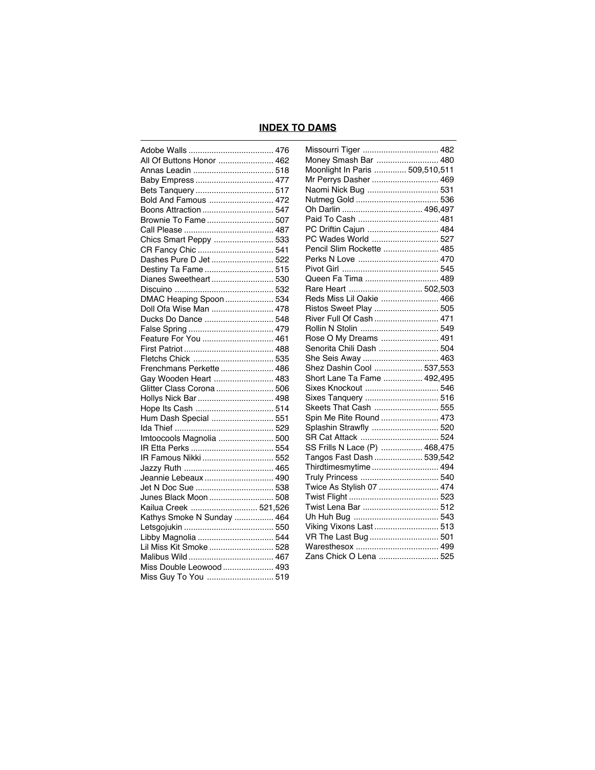## INDEX TO DAMS

Adobe Walls .................................... 476
All Of Buttons Honor ........................ 462
Annas Leadin .................................. 518
Baby Empress .................................. 477
Bets Tanquery .................................. 517
Bold And Famous ............................ 472
Boons Attraction ............................... 547
Brownie To Fame ............................. 507
Call Please ...................................... 487
Chics Smart Peppy .......................... 533
CR Fancy Chic ................................. 541
Dashes Pure D Jet ........................... 522
Destiny Ta Fame .............................. 515
Dianes Sweetheart ........................... 530
Discuino ........................................... 532
DMAC Heaping Spoon ..................... 534
Doll Ofa Wise Man ........................... 478
Ducks Do Dance .............................. 548
False Spring ..................................... 479
Feature For You ............................... 461
First Patriot ....................................... 488
Fletchs Chick ................................... 535
Frenchmans Perkette ....................... 486
Gay Wooden Heart .......................... 483
Glitter Class Corona ......................... 506
Hollys Nick Bar ................................. 498
Hope Its Cash .................................. 514
Hum Dash Special ........................... 551
Ida Thief ........................................... 529
Imtoocools Magnolia ........................ 500
IR Etta Perks .................................... 554
IR Famous Nikki ............................... 552
Jazzy Ruth ....................................... 465
Jeannie Lebeaux .............................. 490
Jet N Doc Sue .................................. 538
Junes Black Moon ............................ 508
Kailua Creek ............................. 521,526
Kathys Smoke N Sunday ................. 464
Letsgojukin ....................................... 550
Libby Magnolia ................................. 544
Lil Miss Kit Smoke ............................ 528
Malibus Wild ..................................... 467
Miss Double Leowood ...................... 493
Miss Guy To You ............................. 519
Missourri Tiger ................................. 482
Money Smash Bar ........................... 480
Moonlight In Paris .............. 509,510,511
Mr Perrys Dasher ............................. 469
Naomi Nick Bug ............................... 531
Nutmeg Gold .................................... 536
Oh Darlin ................................... 496,497
Paid To Cash ................................... 481
PC Driftin Cajun ............................... 484
PC Wades World ............................. 527
Pencil Slim Rockette ........................ 485
Perks N Love ................................... 470
Pivot Girl .......................................... 545
Queen Fa Tima ................................ 489
Rare Heart ................................ 502,503
Reds Miss Lil Oakie ......................... 466
Ristos Sweet Play ............................ 505
River Full Of Cash ............................ 471
Rollin N Stolin .................................. 549
Rose O My Dreams ......................... 491
Senorita Chili Dash .......................... 504
She Seis Away ................................. 463
Shez Dashin Cool ..................... 537,553
Short Lane Ta Fame ................. 492,495
Sixes Knockout ................................ 546
Sixes Tanquery ................................ 516
Skeets That Cash ............................ 555
Spin Me Rite Round ......................... 473
Splashin Strawfly ............................. 520
SR Cat Attack .................................. 524
SS Frills N Lace (P) .................. 468,475
Tangos Fast Dash ..................... 539,542
Thirdtimesmytime ............................. 494
Truly Princess .................................. 540
Twice As Stylish 07 .......................... 474
Twist Flight ....................................... 523
Twist Lena Bar ................................. 512
Uh Huh Bug ..................................... 543
Viking Vixons Last ............................ 513
VR The Last Bug .............................. 501
Waresthesox .................................... 499
Zans Chick O Lena .......................... 525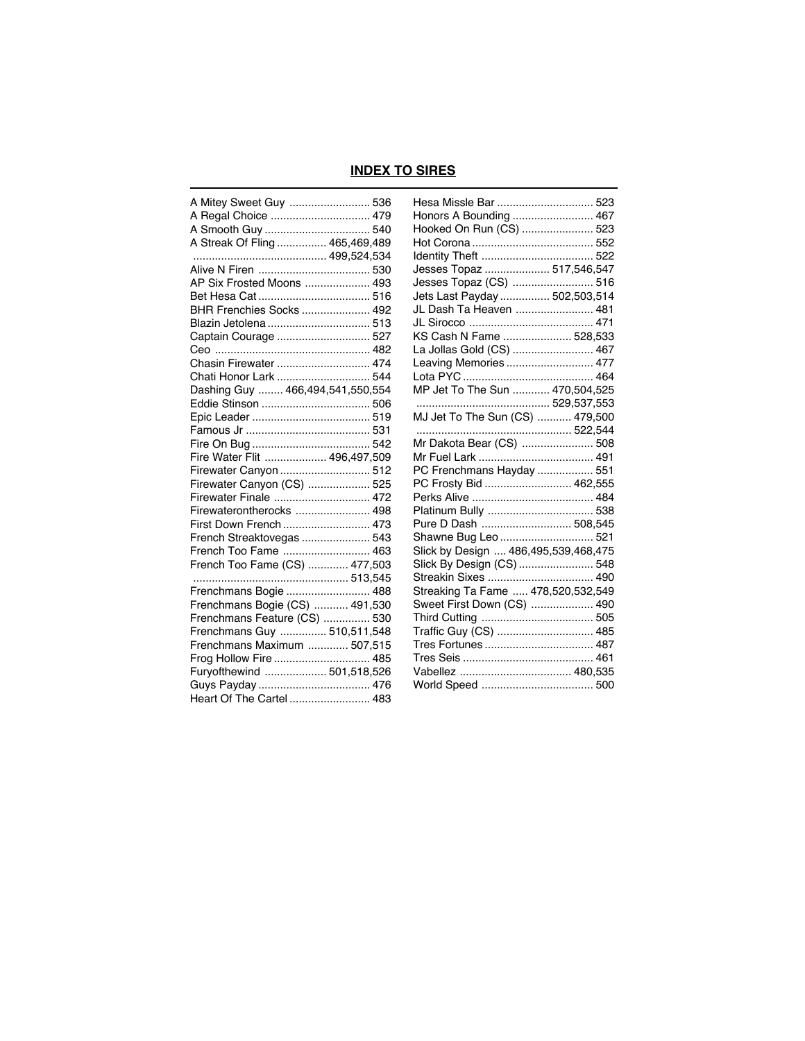## INDEX TO SIRES

A Mitey Sweet Guy .......................... 536
A Regal Choice ................................ 479
A Smooth Guy .................................. 540
A Streak Of Fling ................ 465,469,489
........................................... 499,524,534
Alive N Firen .................................... 530
AP Six Frosted Moons ..................... 493
Bet Hesa Cat .................................... 516
BHR Frenchies Socks ...................... 492
Blazin Jetolena ................................. 513
Captain Courage .............................. 527
Ceo ................................................. 482
Chasin Firewater .............................. 474
Chati Honor Lark .............................. 544
Dashing Guy ........ 466,494,541,550,554
Eddie Stinson ................................... 506
Epic Leader ...................................... 519
Famous Jr ........................................ 531
Fire On Bug ...................................... 542
Fire Water Flit .................... 496,497,509
Firewater Canyon ............................. 512
Firewater Canyon (CS) .................... 525
Firewater Finale ............................... 472
Firewaterontherocks ........................ 498
First Down French ............................ 473
French Streaktovegas ...................... 543
French Too Fame ............................ 463
French Too Fame (CS) ............. 477,503
................................................. 513,545
Frenchmans Bogie ........................... 488
Frenchmans Bogie (CS) ........... 491,530
Frenchmans Feature (CS) ............... 530
Frenchmans Guy ............... 510,511,548
Frenchmans Maximum ............. 507,515
Frog Hollow Fire ............................... 485
Furyofthewind .................... 501,518,526
Guys Payday .................................... 476
Heart Of The Cartel .......................... 483
Hesa Missle Bar ............................... 523
Honors A Bounding .......................... 467
Hooked On Run (CS) ....................... 523
Hot Corona ....................................... 552
Identity Theft .................................... 522
Jesses Topaz ..................... 517,546,547
Jesses Topaz (CS) .......................... 516
Jets Last Payday ................ 502,503,514
JL Dash Ta Heaven ......................... 481
JL Sirocco ........................................ 471
KS Cash N Fame ...................... 528,533
La Jollas Gold (CS) .......................... 467
Leaving Memories ............................ 477
Lota PYC .......................................... 464
MP Jet To The Sun ............ 470,504,525
........................................... 529,537,553
MJ Jet To The Sun (CS) ........... 479,500
................................................. 522,544
Mr Dakota Bear (CS) ....................... 508
Mr Fuel Lark ..................................... 491
PC Frenchmans Hayday .................. 551
PC Frosty Bid ............................ 462,555
Perks Alive ....................................... 484
Platinum Bully .................................. 538
Pure D Dash ............................. 508,545
Shawne Bug Leo .............................. 521
Slick by Design .... 486,495,539,468,475
Slick By Design (CS) ........................ 548
Streakin Sixes .................................. 490
Streaking Ta Fame ..... 478,520,532,549
Sweet First Down (CS) .................... 490
Third Cutting .................................... 505
Traffic Guy (CS) ............................... 485
Tres Fortunes ................................... 487
Tres Seis .......................................... 461
Vabellez .................................... 480,535
World Speed .................................... 500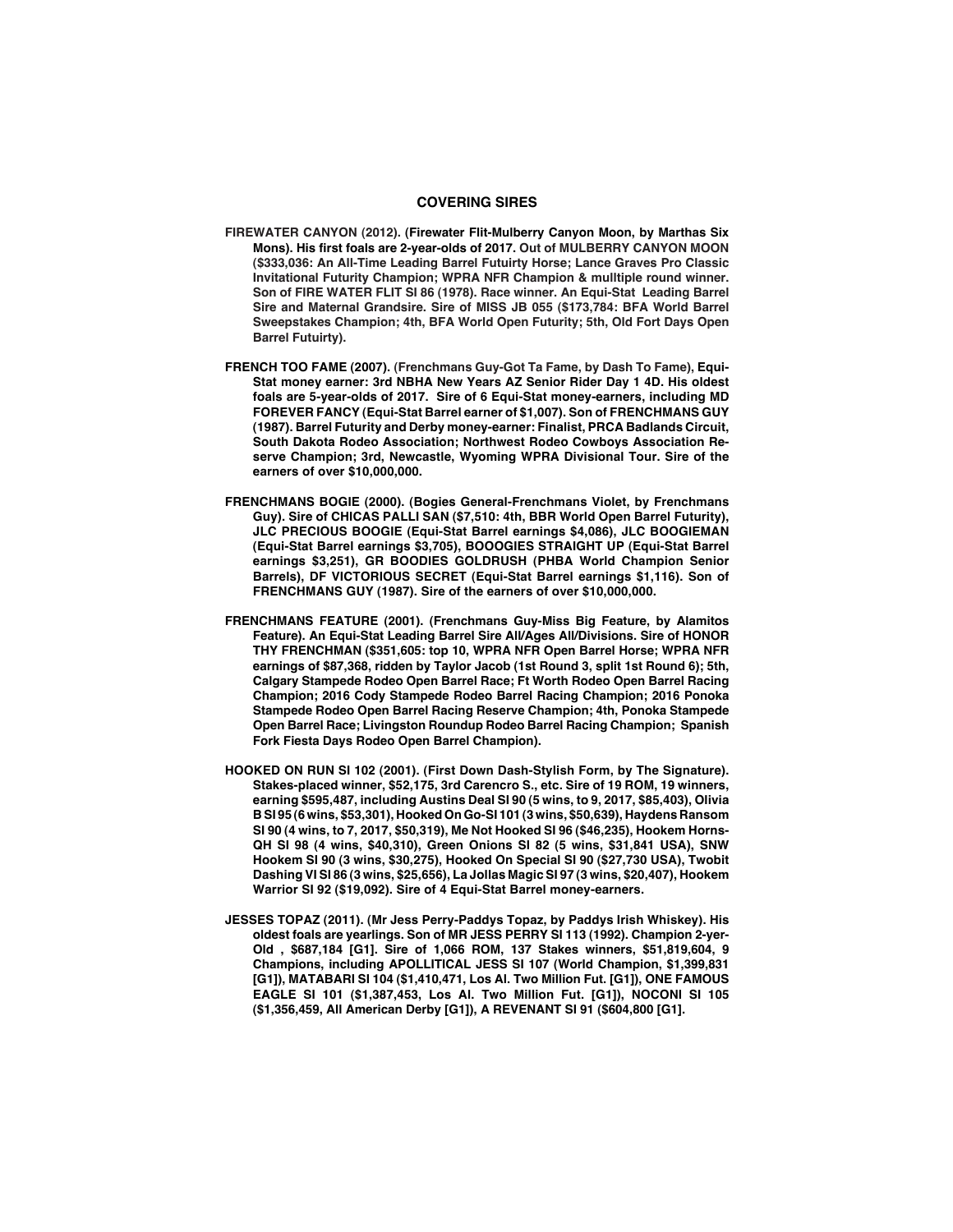## COVERING SIRES

**FIREWATER CANYON (2012). (Firewater Flit-Mulberry Canyon Moon, by Marthas Six Mons). His first foals are 2-year-olds of 2017. Out of MULBERRY CANYON MOON ($333,036: An All-Time Leading Barrel Futuirty Horse; Lance Graves Pro Classic Invitational Futurity Champion; WPRA NFR Champion & mulltiple round winner. Son of FIRE WATER FLIT SI 86 (1978). Race winner. An Equi-Stat Leading Barrel Sire and Maternal Grandsire. Sire of MISS JB 055 ($173,784: BFA World Barrel Sweepstakes Champion; 4th, BFA World Open Futurity; 5th, Old Fort Days Open Barrel Futuirty).**

**FRENCH TOO FAME (2007). (Frenchmans Guy-Got Ta Fame, by Dash To Fame), Equi-Stat money earner: 3rd NBHA New Years AZ Senior Rider Day 1 4D. His oldest foals are 5-year-olds of 2017. Sire of 6 Equi-Stat money-earners, including MD FOREVER FANCY (Equi-Stat Barrel earner of $1,007). Son of FRENCHMANS GUY (1987). Barrel Futurity and Derby money-earner: Finalist, PRCA Badlands Circuit, South Dakota Rodeo Association; Northwest Rodeo Cowboys Association Reserve Champion; 3rd, Newcastle, Wyoming WPRA Divisional Tour. Sire of the earners of over $10,000,000.**

**FRENCHMANS BOGIE (2000). (Bogies General-Frenchmans Violet, by Frenchmans Guy). Sire of CHICAS PALLI SAN ($7,510: 4th, BBR World Open Barrel Futurity), JLC PRECIOUS BOOGIE (Equi-Stat Barrel earnings $4,086), JLC BOOGIEMAN (Equi-Stat Barrel earnings $3,705), BOOOGIES STRAIGHT UP (Equi-Stat Barrel earnings $3,251), GR BOODIES GOLDRUSH (PHBA World Champion Senior Barrels), DF VICTORIOUS SECRET (Equi-Stat Barrel earnings $1,116). Son of FRENCHMANS GUY (1987). Sire of the earners of over $10,000,000.**

**FRENCHMANS FEATURE (2001). (Frenchmans Guy-Miss Big Feature, by Alamitos Feature). An Equi-Stat Leading Barrel Sire All/Ages All/Divisions. Sire of HONOR THY FRENCHMAN ($351,605: top 10, WPRA NFR Open Barrel Horse; WPRA NFR earnings of $87,368, ridden by Taylor Jacob (1st Round 3, split 1st Round 6); 5th, Calgary Stampede Rodeo Open Barrel Race; Ft Worth Rodeo Open Barrel Racing Champion; 2016 Cody Stampede Rodeo Barrel Racing Champion; 2016 Ponoka Stampede Rodeo Open Barrel Racing Reserve Champion; 4th, Ponoka Stampede Open Barrel Race; Livingston Roundup Rodeo Barrel Racing Champion; Spanish Fork Fiesta Days Rodeo Open Barrel Champion).**

**HOOKED ON RUN SI 102 (2001). (First Down Dash-Stylish Form, by The Signature). Stakes-placed winner, $52,175, 3rd Carencro S., etc. Sire of 19 ROM, 19 winners, earning $595,487, including Austins Deal SI 90 (5 wins, to 9, 2017, $85,403), Olivia B SI 95 (6 wins, $53,301), Hooked On Go-SI 101 (3 wins, $50,639), Haydens Ransom SI 90 (4 wins, to 7, 2017, $50,319), Me Not Hooked SI 96 ($46,235), Hookem Horns-QH SI 98 (4 wins, $40,310), Green Onions SI 82 (5 wins, $31,841 USA), SNW Hookem SI 90 (3 wins, $30,275), Hooked On Special SI 90 ($27,730 USA), Twobit Dashing VI SI 86 (3 wins, $25,656), La Jollas Magic SI 97 (3 wins, $20,407), Hookem Warrior SI 92 ($19,092). Sire of 4 Equi-Stat Barrel money-earners.**

**JESSES TOPAZ (2011). (Mr Jess Perry-Paddys Topaz, by Paddys Irish Whiskey). His oldest foals are yearlings. Son of MR JESS PERRY SI 113 (1992). Champion 2-yer-Old , $687,184 [G1]. Sire of 1,066 ROM, 137 Stakes winners, $51,819,604, 9 Champions, including APOLLITICAL JESS SI 107 (World Champion, $1,399,831 [G1]), MATABARI SI 104 ($1,410,471, Los Al. Two Million Fut. [G1]), ONE FAMOUS EAGLE SI 101 ($1,387,453, Los Al. Two Million Fut. [G1]), NOCONI SI 105 ($1,356,459, All American Derby [G1]), A REVENANT SI 91 ($604,800 [G1].**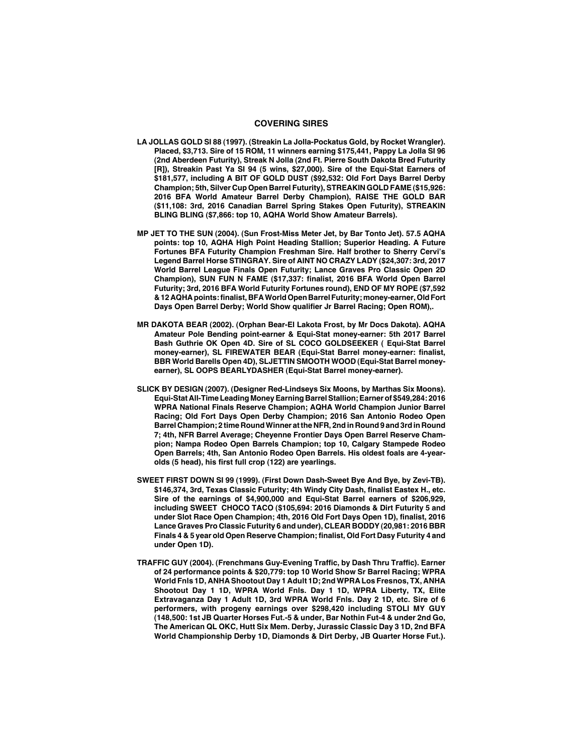## COVERING SIRES

**LA JOLLAS GOLD SI 88 (1997). (Streakin La Jolla-Pockatus Gold, by Rocket Wrangler). Placed, $3,713. Sire of 15 ROM, 11 winners earning $175,441, Pappy La Jolla SI 96 (2nd Aberdeen Futurity), Streak N Jolla (2nd Ft. Pierre South Dakota Bred Futurity [R]), Streakin Past Ya SI 94 (5 wins, $27,000). Sire of the Equi-Stat Earners of $181,577, including A BIT OF GOLD DUST ($92,532: Old Fort Days Barrel Derby Champion; 5th, Silver Cup Open Barrel Futurity), STREAKIN GOLD FAME ($15,926: 2016 BFA World Amateur Barrel Derby Champion), RAISE THE GOLD BAR ($11,108: 3rd, 2016 Canadian Barrel Spring Stakes Open Futurity), STREAKIN BLING BLING ($7,866: top 10, AQHA World Show Amateur Barrels).**

**MP JET TO THE SUN (2004). (Sun Frost-Miss Meter Jet, by Bar Tonto Jet). 57.5 AQHA points: top 10, AQHA High Point Heading Stallion; Superior Heading. A Future Fortunes BFA Futurity Champion Freshman Sire. Half brother to Sherry Cervi's Legend Barrel Horse STINGRAY. Sire of AINT NO CRAZY LADY ($24,307: 3rd, 2017 World Barrel League Finals Open Futurity; Lance Graves Pro Classic Open 2D Champion), SUN FUN N FAME ($17,337: finalist, 2016 BFA World Open Barrel Futurity; 3rd, 2016 BFA World Futurity Fortunes round), END OF MY ROPE ($7,592 & 12 AQHA points: finalist, BFA World Open Barrel Futurity; money-earner, Old Fort Days Open Barrel Derby; World Show qualifier Jr Barrel Racing; Open ROM),.**

**MR DAKOTA BEAR (2002). (Orphan Bear-El Lakota Frost, by Mr Docs Dakota). AQHA Amateur Pole Bending point-earner & Equi-Stat money-earner: 5th 2017 Barrel Bash Guthrie OK Open 4D. Sire of SL COCO GOLDSEEKER ( Equi-Stat Barrel money-earner), SL FIREWATER BEAR (Equi-Stat Barrel money-earner: finalist, BBR World Barells Open 4D), SLJETTIN SMOOTH WOOD (Equi-Stat Barrel money-earner), SL OOPS BEARLYDASHER (Equi-Stat Barrel money-earner).**

**SLICK BY DESIGN (2007). (Designer Red-Lindseys Six Moons, by Marthas Six Moons). Equi-Stat All-Time Leading Money Earning Barrel Stallion; Earner of $549,284: 2016 WPRA National Finals Reserve Champion; AQHA World Champion Junior Barrel Racing; Old Fort Days Open Derby Champion; 2016 San Antonio Rodeo Open Barrel Champion; 2 time Round Winner at the NFR, 2nd in Round 9 and 3rd in Round 7; 4th, NFR Barrel Average; Cheyenne Frontier Days Open Barrel Reserve Champion; Nampa Rodeo Open Barrels Champion; top 10, Calgary Stampede Rodeo Open Barrels; 4th, San Antonio Rodeo Open Barrels. His oldest foals are 4-year-olds (5 head), his first full crop (122) are yearlings.**

**SWEET FIRST DOWN SI 99 (1999). (First Down Dash-Sweet Bye And Bye, by Zevi-TB). $146,374, 3rd, Texas Classic Futurity; 4th Windy City Dash, finalist Eastex H., etc. Sire of the earnings of $4,900,000 and Equi-Stat Barrel earners of $206,929, including SWEET CHOCO TACO ($105,694: 2016 Diamonds & Dirt Futurity 5 and under Slot Race Open Champion; 4th, 2016 Old Fort Days Open 1D), finalist, 2016 Lance Graves Pro Classic Futurity 6 and under), CLEAR BODDY (20,981: 2016 BBR Finals 4 & 5 year old Open Reserve Champion; finalist, Old Fort Dasy Futurity 4 and under Open 1D).**

**TRAFFIC GUY (2004). (Frenchmans Guy-Evening Traffic, by Dash Thru Traffic). Earner of 24 performance points & $20,779: top 10 World Show Sr Barrel Racing; WPRA World Fnls 1D, ANHA Shootout Day 1 Adult 1D; 2nd WPRA Los Fresnos, TX, ANHA Shootout Day 1 1D, WPRA World Fnls. Day 1 1D, WPRA Liberty, TX, Elite Extravaganza Day 1 Adult 1D, 3rd WPRA World Fnls. Day 2 1D, etc. Sire of 6 performers, with progeny earnings over $298,420 including STOLI MY GUY (148,500: 1st JB Quarter Horses Fut.-5 & under, Bar Nothin Fut-4 & under 2nd Go, The American QL OKC, Hutt Six Mem. Derby, Jurassic Classic Day 3 1D, 2nd BFA World Championship Derby 1D, Diamonds & Dirt Derby, JB Quarter Horse Fut.).**